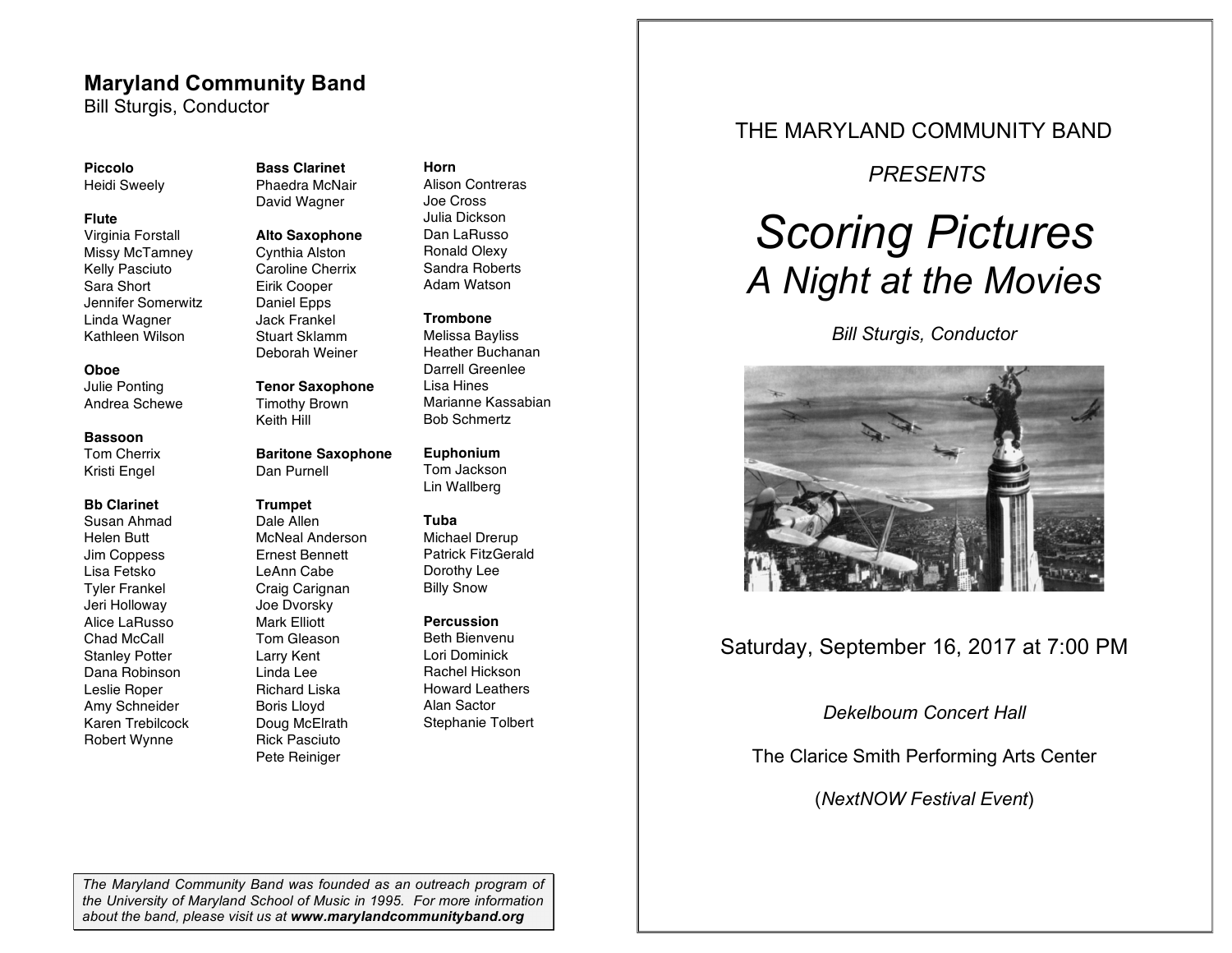## Maryland Community Band

Bill Sturgis, Conductor

**Piccolo**
Heidi Sweely

**Flute**
Virginia Forstall
Missy McTamney
Kelly Pasciuto
Sara Short
Jennifer Somerwitz
Linda Wagner
Kathleen Wilson

**Oboe**
Julie Ponting
Andrea Schewe

**Bassoon**
Tom Cherrix
Kristi Engel

**Bb Clarinet**
Susan Ahmad
Helen Butt
Jim Coppess
Lisa Fetsko
Tyler Frankel
Jeri Holloway
Alice LaRusso
Chad McCall
Stanley Potter
Dana Robinson
Leslie Roper
Amy Schneider
Karen Trebilcock
Robert Wynne

**Bass Clarinet**
Phaedra McNair
David Wagner

**Alto Saxophone**
Cynthia Alston
Caroline Cherrix
Eirik Cooper
Daniel Epps
Jack Frankel
Stuart Sklamm
Deborah Weiner

**Tenor Saxophone**
Timothy Brown
Keith Hill

**Baritone Saxophone**
Dan Purnell

**Trumpet**
Dale Allen
McNeal Anderson
Ernest Bennett
LeAnn Cabe
Craig Carignan
Joe Dvorsky
Mark Elliott
Tom Gleason
Larry Kent
Linda Lee
Richard Liska
Boris Lloyd
Doug McElrath
Rick Pasciuto
Pete Reiniger

**Horn**
Alison Contreras
Joe Cross
Julia Dickson
Dan LaRusso
Ronald Olexy
Sandra Roberts
Adam Watson

**Trombone**
Melissa Bayliss
Heather Buchanan
Darrell Greenlee
Lisa Hines
Marianne Kassabian
Bob Schmertz

**Euphonium**
Tom Jackson
Lin Wallberg

**Tuba**
Michael Drerup
Patrick FitzGerald
Dorothy Lee
Billy Snow

**Percussion**
Beth Bienvenu
Lori Dominick
Rachel Hickson
Howard Leathers
Alan Sactor
Stephanie Tolbert

*The Maryland Community Band was founded as an outreach program of the University of Maryland School of Music in 1995. For more information about the band, please visit us at **www.marylandcommunityband.org***

THE MARYLAND COMMUNITY BAND

*PRESENTS*

# *Scoring Pictures*
## *A Night at the Movies*

*Bill Sturgis, Conductor*

Saturday, September 16, 2017 at 7:00 PM

*Dekelboum Concert Hall*

The Clarice Smith Performing Arts Center

(*NextNOW Festival Event*)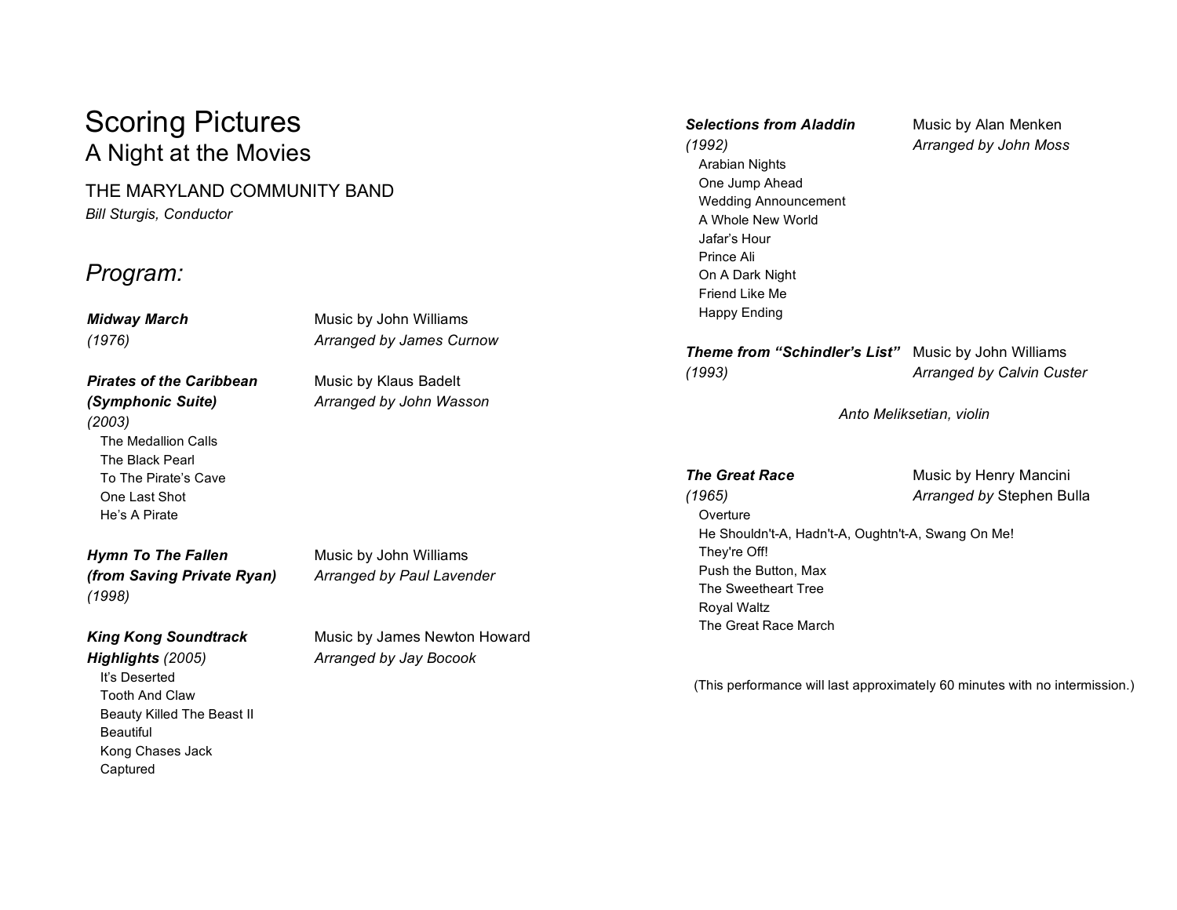# Scoring Pictures
## A Night at the Movies

THE MARYLAND COMMUNITY BAND
*Bill Sturgis, Conductor*

## *Program:*

***Midway March*** Music by John Williams
*(1976)* *Arranged by James Curnow*

***Pirates of the Caribbean (Symphonic Suite)*** Music by Klaus Badelt
*(2003)* *Arranged by John Wasson*

- The Medallion Calls
- The Black Pearl
- To The Pirate's Cave
- One Last Shot
- He's A Pirate

***Hymn To The Fallen (from Saving Private Ryan)*** Music by John Williams
*(1998)* *Arranged by Paul Lavender*

***King Kong Soundtrack Highlights*** *(2005)* Music by James Newton Howard
*Arranged by Jay Bocook*

- It's Deserted
- Tooth And Claw
- Beauty Killed The Beast II
- Beautiful
- Kong Chases Jack
- Captured

***Selections from Aladdin*** Music by Alan Menken
*(1992)* *Arranged by John Moss*

- Arabian Nights
- One Jump Ahead
- Wedding Announcement
- A Whole New World
- Jafar's Hour
- Prince Ali
- On A Dark Night
- Friend Like Me
- Happy Ending

***Theme from "Schindler's List"*** Music by John Williams
*(1993)* *Arranged by Calvin Custer*

*Anto Meliksetian, violin*

***The Great Race*** Music by Henry Mancini
*(1965)* *Arranged by* Stephen Bulla

- Overture
- He Shouldn't-A, Hadn't-A, Oughtn't-A, Swang On Me!
- They're Off!
- Push the Button, Max
- The Sweetheart Tree
- Royal Waltz
- The Great Race March

(This performance will last approximately 60 minutes with no intermission.)